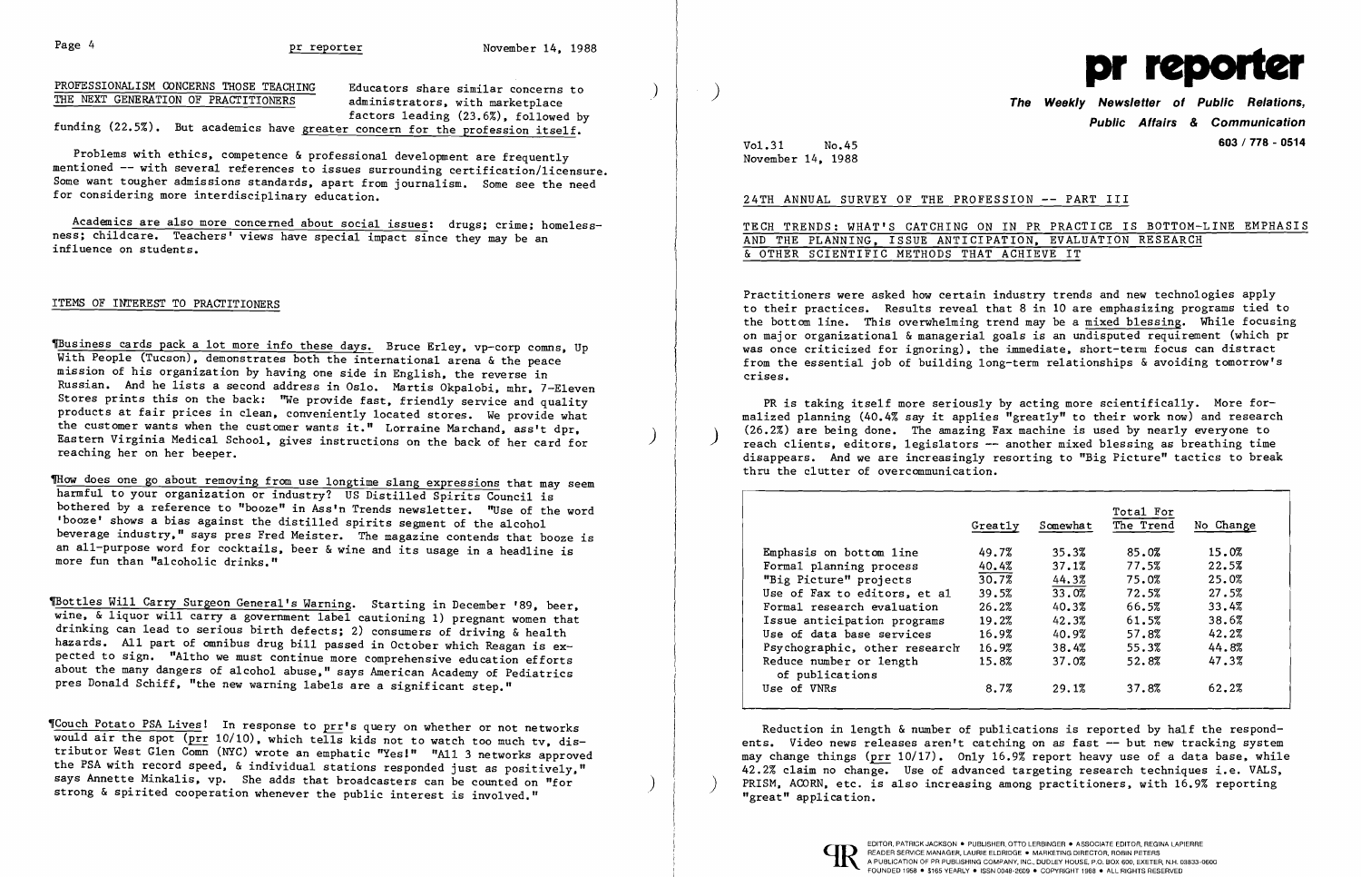PROFESSIONALISM CONCERNS THOSE TEACHING THE NEXT GENERATION OF PRACTITIONERS

Educators share similar concerns to administrators, with marketplace factors leading (23.6%), followed by funding (22.5%). But academics have greater concern for the profession itself.

Problems with ethics, competence & professional development are frequently mentioned -- with several references to issues surrounding certification/licensure. Some want tougher admissions standards, apart from journalism. Some see the need for considering more interdisciplinary education.

Academics are also more concerned about social issues: drugs; crime; homelessness; childcare. Teachers' views have special impact since they may be an influence on students.

## ITEMS OF INTEREST TO PRACTITIONERS

¶Business cards pack a lot more info these days. Bruce Erley, vp-corp comns, Up With People (Tucson), demonstrates both the international arena & the peace mission of his organization by having one side in English, the reverse in Russian. And he lists a second address in Oslo. Martis Okpalobi, mhr, 7-Eleven Stores prints this on the back: "We provide fast, friendly service and quality products at fair prices in clean, conveniently located stores. We provide what the customer wants when the customer wants it." Lorraine Marchand, ass't dpr, Eastern Virginia Medical School, gives instructions on the back of her card for reaching her on her beeper.

¶How does one go about removing from use longtime slang expressions that may seem harmful to your organization or industry? US Distilled Spirits Council is bothered by a reference to "booze" in Ass'n Trends newsletter. "Use of the word 'booze' shows a bias against the distilled spirits segment of the alcohol beverage industry," says pres Fred Meister. The magazine contends that booze is an all-purpose word for cocktails, beer & wine and its usage in a headline is more fun than "alcoholic drinks."

¶Bottles Will Carry Surgeon General's Warning. Starting in December '89, beer, wine, & liquor will carry a government label cautioning 1) pregnant women that drinking can lead to serious birth defects; 2) consumers of driving & health hazards. All part of omnibus drug bill passed in October which Reagan is expected to sign. "Altho we must continue more comprehensive education efforts about the many dangers of alcohol abuse," says American Academy of Pediatrics pres Donald Schiff, "the new warning labels are a significant step."

¶Couch Potato PSA Lives! In response to prr's query on whether or not networks would air the spot (prr 10/10), which tells kids not to watch too much tv, distributor West Glen Comn (NYC) wrote an emphatic "Yes!" "All 3 networks approved the PSA with record speed, & individual stations responded just as positively," says Annette Minkalis, vp. She adds that broadcasters can be counted on "for strong & spirited cooperation whenever the public interest is involved."

# pr reporter

**The Weekly Newsletter of Public Relations, Public Affairs & Communication**

603 / 778 - 0514

Vol.31 No.45
November 14, 1988

## 24TH ANNUAL SURVEY OF THE PROFESSION -- PART III

## TECH TRENDS: WHAT'S CATCHING ON IN PR PRACTICE IS BOTTOM-LINE EMPHASIS AND THE PLANNING, ISSUE ANTICIPATION, EVALUATION RESEARCH & OTHER SCIENTIFIC METHODS THAT ACHIEVE IT

Practitioners were asked how certain industry trends and new technologies apply to their practices. Results reveal that 8 in 10 are emphasizing programs tied to the bottom line. This overwhelming trend may be a mixed blessing. While focusing on major organizational & managerial goals is an undisputed requirement (which pr was once criticized for ignoring), the immediate, short-term focus can distract from the essential job of building long-term relationships & avoiding tomorrow's crises.

PR is taking itself more seriously by acting more scientifically. More formalized planning (40.4% say it applies "greatly" to their work now) and research (26.2%) are being done. The amazing Fax machine is used by nearly everyone to reach clients, editors, legislators -- another mixed blessing as breathing time disappears. And we are increasingly resorting to "Big Picture" tactics to break thru the clutter of overcommunication.

| | Greatly | Somewhat | Total For The Trend | No Change |
|---|---|---|---|---|
| Emphasis on bottom line | 49.7% | 35.3% | 85.0% | 15.0% |
| Formal planning process | 40.4% | 37.1% | 77.5% | 22.5% |
| "Big Picture" projects | 30.7% | 44.3% | 75.0% | 25.0% |
| Use of Fax to editors, et al | 39.5% | 33.0% | 72.5% | 27.5% |
| Formal research evaluation | 26.2% | 40.3% | 66.5% | 33.4% |
| Issue anticipation programs | 19.2% | 42.3% | 61.5% | 38.6% |
| Use of data base services | 16.9% | 40.9% | 57.8% | 42.2% |
| Psychographic, other research | 16.9% | 38.4% | 55.3% | 44.8% |
| Reduce number or length of publications | 15.8% | 37.0% | 52.8% | 47.3% |
| Use of VNRs | 8.7% | 29.1% | 37.8% | 62.2% |

Reduction in length & number of publications is reported by half the respondents. Video news releases aren't catching on as fast -- but new tracking system may change things (prr 10/17). Only 16.9% report heavy use of a data base, while 42.2% claim no change. Use of advanced targeting research techniques i.e. VALS, PRISM, ACORN, etc. is also increasing among practitioners, with 16.9% reporting "great" application.

EDITOR, PATRICK JACKSON • PUBLISHER, OTTO LERBINGER • ASSOCIATE EDITOR, REGINA LAPIERRE
READER SERVICE MANAGER, LAURIE ELDRIDGE • MARKETING DIRECTOR, ROBIN PETERS
A PUBLICATION OF PR PUBLISHING COMPANY, INC., DUDLEY HOUSE, P.O. BOX 600, EXETER, N.H. 03833-0600
FOUNDED 1958 • $165 YEARLY • ISSN 0048-2609 • COPYRIGHT 1988 • ALL RIGHTS RESERVED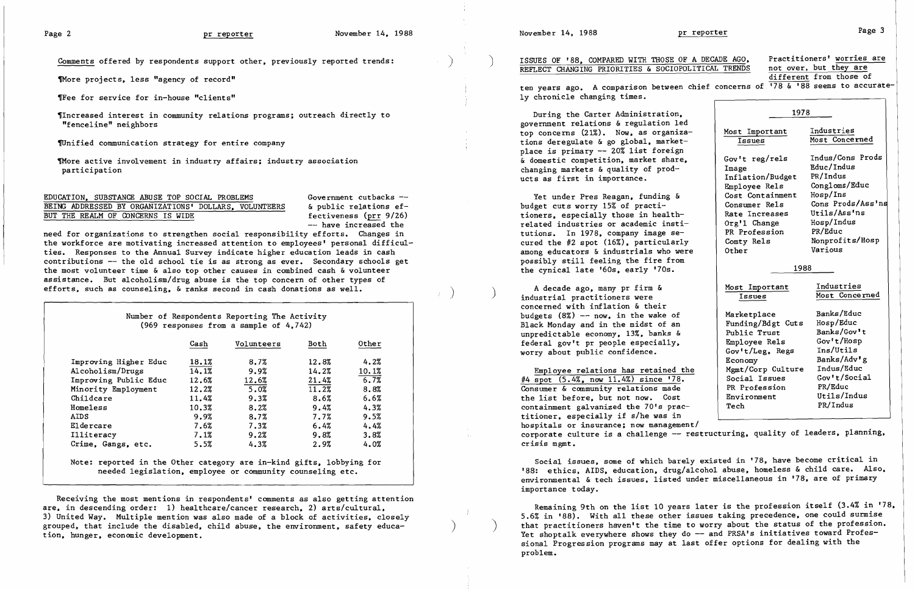Comments offered by respondents support other, previously reported trends:

¶More projects, less "agency of record"

¶Fee for service for in-house "clients"

¶Increased interest in community relations programs; outreach directly to "fenceline" neighbors

¶Unified communication strategy for entire company

¶More active involvement in industry affairs; industry association participation

## EDUCATION, SUBSTANCE ABUSE TOP SOCIAL PROBLEMS BEING ADDRESSED BY ORGANIZATIONS' DOLLARS, VOLUNTEERS BUT THE REALM OF CONCERNS IS WIDE

Government cutbacks -- & public relations effectiveness (prr 9/26) -- have increased the need for organizations to strengthen social responsibility efforts. Changes in the workforce are motivating increased attention to employees' personal difficulties. Responses to the Annual Survey indicate higher education leads in cash contributions -- the old school tie is as strong as ever. Secondary schools get the most volunteer time & also top other causes in combined cash & volunteer assistance. But alcoholism/drug abuse is the top concern of other types of efforts, such as counseling, & ranks second in cash donations as well.

Number of Respondents Reporting The Activity
(969 responses from a sample of 4,742)

| | Cash | Volunteers | Both | Other |
|---|---|---|---|---|
| Improving Higher Educ | 18.1% | 8.7% | 12.8% | 4.2% |
| Alcoholism/Drugs | 14.1% | 9.9% | 14.2% | 10.1% |
| Improving Public Educ | 12.6% | 12.6% | 21.4% | 6.7% |
| Minority Employment | 12.2% | 5.0% | 11.2% | 8.8% |
| Childcare | 11.4% | 9.3% | 8.6% | 6.6% |
| Homeless | 10.3% | 8.2% | 9.4% | 4.3% |
| AIDS | 9.9% | 8.7% | 7.7% | 9.5% |
| Eldercare | 7.6% | 7.3% | 6.4% | 4.4% |
| Illiteracy | 7.1% | 9.2% | 9.8% | 3.8% |
| Crime, Gangs, etc. | 5.5% | 4.3% | 2.9% | 4.0% |

Note: reported in the Other category are in-kind gifts, lobbying for needed legislation, employee or community counseling etc.

Receiving the most mentions in respondents' comments as also getting attention are, in descending order: 1) healthcare/cancer research, 2) arts/cultural, 3) United Way. Multiple mention was also made of a block of activities, closely grouped, that include the disabled, child abuse, the environment, safety education, hunger, economic development.

## ISSUES OF '88, COMPARED WITH THOSE OF A DECADE AGO, REFLECT CHANGING PRIORITIES & SOCIOPOLITICAL TRENDS

Practitioners' worries are not over, but they are different from those of ten years ago. A comparison between chief concerns of '78 & '88 seems to accurately chronicle changing times.

During the Carter Administration, government relations & regulation led top concerns (21%). Now, as organizations deregulate & go global, marketplace is primary -- 20% list foreign & domestic competition, market share, changing markets & quality of products as first in importance.

Yet under Pres Reagan, funding & budget cuts worry 15% of practitioners, especially those in health-related industries or academic institutions. In 1978, company image secured the #2 spot (16%), particularly among educators & industrials who were possibly still feeling the fire from the cynical late '60s, early '70s.

A decade ago, many pr firm & industrial practitioners were concerned with inflation & their budgets (8%) -- now, in the wake of Black Monday and in the midst of an unpredictable economy, 13%, banks & federal gov't pr people especially, worry about public confidence.

Employee relations has retained the #4 spot (5.4%, now 11.4%) since '78. Consumer & community relations made the list before, but not now. Cost containment galvanized the 70's practitioner, especially if s/he was in hospitals or insurance; now management/corporate culture is a challenge -- restructuring, quality of leaders, planning, crisis mgmt.

**1978**

| Most Important Issues | Industries Most Concerned |
|---|---|
| Gov't reg/rels | Indus/Cons Prods |
| Image | Educ/Indus |
| Inflation/Budget | PR/Indus |
| Employee Rels | Congloms/Educ |
| Cost Containment | Hosp/Ins |
| Consumer Rels | Cons Prods/Ass'ns |
| Rate Increases | Utils/Ass'ns |
| Org'l Change | Hosp/Indus |
| PR Profession | PR/Educ |
| Comty Rels | Nonprofits/Hosp |
| Other | Various |

**1988**

| Most Important Issues | Industries Most Concerned |
|---|---|
| Marketplace | Banks/Educ |
| Funding/Bdgt Cuts | Hosp/Educ |
| Public Trust | Banks/Gov't |
| Employee Rels | Gov't/Hosp |
| Gov't/Leg, Regs | Ins/Utils |
| Economy | Banks/Adv'g |
| Mgmt/Corp Culture | Indus/Educ |
| Social Issues | Gov't/Social |
| PR Profession | PR/Educ |
| Environment | Utils/Indus |
| Tech | PR/Indus |

Social issues, some of which barely existed in '78, have become critical in '88: ethics, AIDS, education, drug/alcohol abuse, homeless & child care. Also, environmental & tech issues, listed under miscellaneous in '78, are of primary importance today.

Remaining 9th on the list 10 years later is the profession itself (3.4% in '78, 5.6% in '88). With all these other issues taking precedence, one could surmise that practitioners haven't the time to worry about the status of the profession. Yet shoptalk everywhere shows they do -- and PRSA's initiatives toward Professional Progression programs may at last offer options for dealing with the problem.